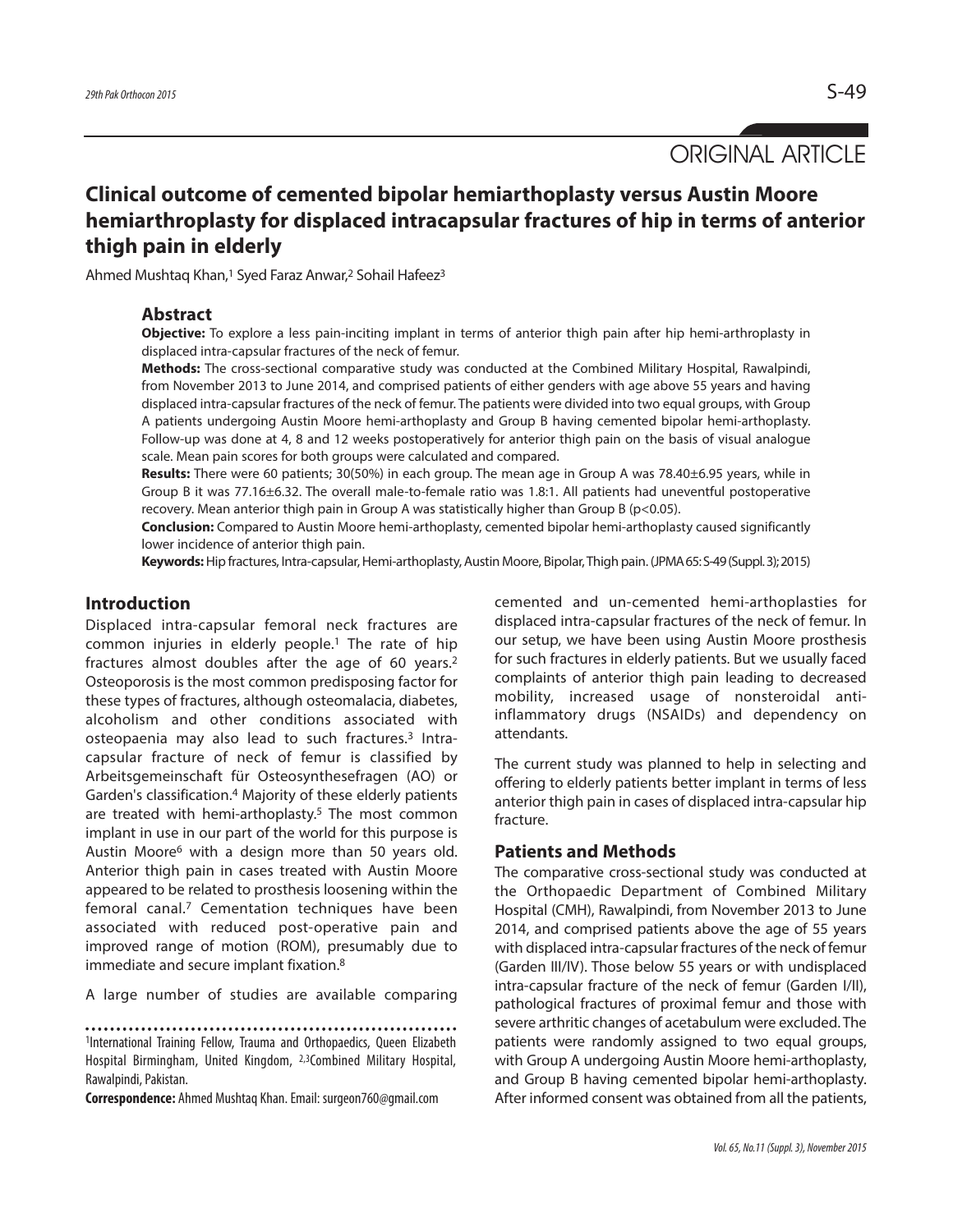ORIGINAL ARTICLE

# Clinical outcome of cemented bipolar hemiarthoplasty versus Austin Moore hemiarthroplasty for displaced intracapsular fractures of hip in terms of anterior thigh pain in elderly

Ahmed Mushtaq Khan,[1] Syed Faraz Anwar,[2] Sohail Hafeez[3]

## Abstract

**Objective:** To explore a less pain-inciting implant in terms of anterior thigh pain after hip hemi-arthroplasty in displaced intra-capsular fractures of the neck of femur.

**Methods:** The cross-sectional comparative study was conducted at the Combined Military Hospital, Rawalpindi, from November 2013 to June 2014, and comprised patients of either genders with age above 55 years and having displaced intra-capsular fractures of the neck of femur. The patients were divided into two equal groups, with Group A patients undergoing Austin Moore hemi-arthoplasty and Group B having cemented bipolar hemi-arthoplasty. Follow-up was done at 4, 8 and 12 weeks postoperatively for anterior thigh pain on the basis of visual analogue scale. Mean pain scores for both groups were calculated and compared.

**Results:** There were 60 patients; 30(50%) in each group. The mean age in Group A was 78.40±6.95 years, while in Group B it was 77.16±6.32. The overall male-to-female ratio was 1.8:1. All patients had uneventful postoperative recovery. Mean anterior thigh pain in Group A was statistically higher than Group B ($p<0.05$).

**Conclusion:** Compared to Austin Moore hemi-arthoplasty, cemented bipolar hemi-arthoplasty caused significantly lower incidence of anterior thigh pain.

**Keywords:** Hip fractures, Intra-capsular, Hemi-arthoplasty, Austin Moore, Bipolar, Thigh pain. (JPMA 65: S-49 (Suppl. 3); 2015)

## Introduction

Displaced intra-capsular femoral neck fractures are common injuries in elderly people.[1] The rate of hip fractures almost doubles after the age of 60 years.[2] Osteoporosis is the most common predisposing factor for these types of fractures, although osteomalacia, diabetes, alcoholism and other conditions associated with osteopaenia may also lead to such fractures.[3] Intra-capsular fracture of neck of femur is classified by Arbeitsgemeinschaft für Osteosynthesefragen (AO) or Garden's classification.[4] Majority of these elderly patients are treated with hemi-arthoplasty.[5] The most common implant in use in our part of the world for this purpose is Austin Moore[6] with a design more than 50 years old. Anterior thigh pain in cases treated with Austin Moore appeared to be related to prosthesis loosening within the femoral canal.[7] Cementation techniques have been associated with reduced post-operative pain and improved range of motion (ROM), presumably due to immediate and secure implant fixation.[8]

A large number of studies are available comparing cemented and un-cemented hemi-arthoplasties for displaced intra-capsular fractures of the neck of femur. In our setup, we have been using Austin Moore prosthesis for such fractures in elderly patients. But we usually faced complaints of anterior thigh pain leading to decreased mobility, increased usage of nonsteroidal anti-inflammatory drugs (NSAIDs) and dependency on attendants.

The current study was planned to help in selecting and offering to elderly patients better implant in terms of less anterior thigh pain in cases of displaced intra-capsular hip fracture.

## Patients and Methods

The comparative cross-sectional study was conducted at the Orthopaedic Department of Combined Military Hospital (CMH), Rawalpindi, from November 2013 to June 2014, and comprised patients above the age of 55 years with displaced intra-capsular fractures of the neck of femur (Garden III/IV). Those below 55 years or with undisplaced intra-capsular fracture of the neck of femur (Garden I/II), pathological fractures of proximal femur and those with severe arthritic changes of acetabulum were excluded. The patients were randomly assigned to two equal groups, with Group A undergoing Austin Moore hemi-arthoplasty, and Group B having cemented bipolar hemi-arthoplasty. After informed consent was obtained from all the patients,

[1]International Training Fellow, Trauma and Orthopaedics, Queen Elizabeth Hospital Birmingham, United Kingdom, [2,3]Combined Military Hospital, Rawalpindi, Pakistan.

**Correspondence:** Ahmed Mushtaq Khan. Email: surgeon760@gmail.com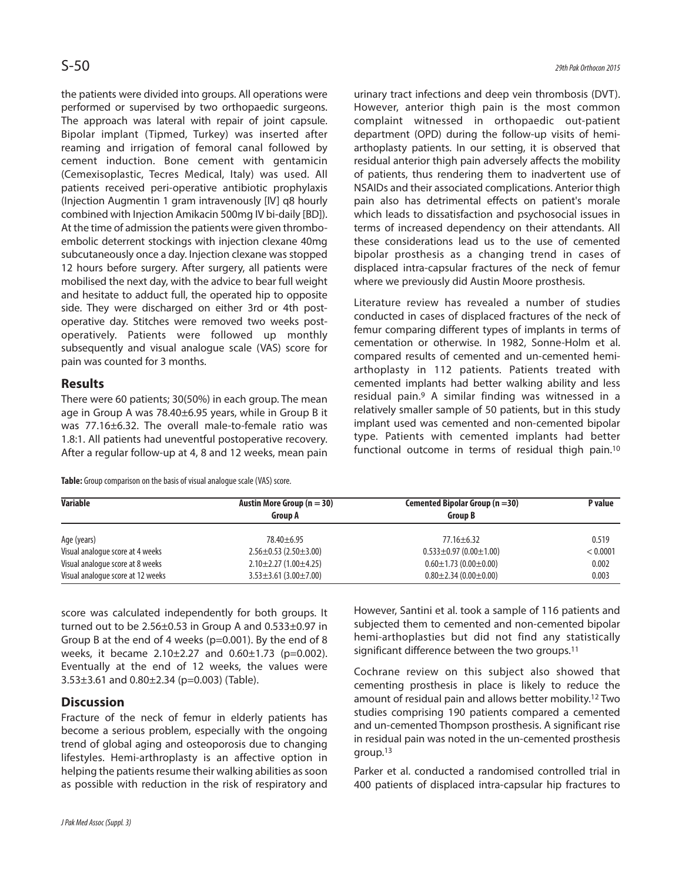the patients were divided into groups. All operations were performed or supervised by two orthopaedic surgeons. The approach was lateral with repair of joint capsule. Bipolar implant (Tipmed, Turkey) was inserted after reaming and irrigation of femoral canal followed by cement induction. Bone cement with gentamicin (Cemexisoplastic, Tecres Medical, Italy) was used. All patients received peri-operative antibiotic prophylaxis (Injection Augmentin 1 gram intravenously [IV] q8 hourly combined with Injection Amikacin 500mg IV bi-daily [BD]). At the time of admission the patients were given thrombo-embolic deterrent stockings with injection clexane 40mg subcutaneously once a day. Injection clexane was stopped 12 hours before surgery. After surgery, all patients were mobilised the next day, with the advice to bear full weight and hesitate to adduct full, the operated hip to opposite side. They were discharged on either 3rd or 4th post-operative day. Stitches were removed two weeks post-operatively. Patients were followed up monthly subsequently and visual analogue scale (VAS) score for pain was counted for 3 months.

## Results

There were 60 patients; 30(50%) in each group. The mean age in Group A was 78.40±6.95 years, while in Group B it was 77.16±6.32. The overall male-to-female ratio was 1.8:1. All patients had uneventful postoperative recovery. After a regular follow-up at 4, 8 and 12 weeks, mean pain score was calculated independently for both groups. It turned out to be 2.56±0.53 in Group A and 0.533±0.97 in Group B at the end of 4 weeks (p=0.001). By the end of 8 weeks, it became 2.10±2.27 and 0.60±1.73 (p=0.002). Eventually at the end of 12 weeks, the values were 3.53±3.61 and 0.80±2.34 (p=0.003) (Table).

**Table:** Group comparison on the basis of visual analogue scale (VAS) score.

| Variable | Austin More Group (n = 30) Group A | Cemented Bipolar Group (n =30) Group B | P value |
|---|---|---|---|
| Age (years) | 78.40±6.95 | 77.16±6.32 | 0.519 |
| Visual analogue score at 4 weeks | 2.56±0.53 (2.50±3.00) | 0.533±0.97 (0.00±1.00) | < 0.0001 |
| Visual analogue score at 8 weeks | 2.10±2.27 (1.00±4.25) | 0.60±1.73 (0.00±0.00) | 0.002 |
| Visual analogue score at 12 weeks | 3.53±3.61 (3.00±7.00) | 0.80±2.34 (0.00±0.00) | 0.003 |

## Discussion

Fracture of the neck of femur in elderly patients has become a serious problem, especially with the ongoing trend of global aging and osteoporosis due to changing lifestyles. Hemi-arthroplasty is an affective option in helping the patients resume their walking abilities as soon as possible with reduction in the risk of respiratory and urinary tract infections and deep vein thrombosis (DVT). However, anterior thigh pain is the most common complaint witnessed in orthopaedic out-patient department (OPD) during the follow-up visits of hemi-arthoplasty patients. In our setting, it is observed that residual anterior thigh pain adversely affects the mobility of patients, thus rendering them to inadvertent use of NSAIDs and their associated complications. Anterior thigh pain also has detrimental effects on patient's morale which leads to dissatisfaction and psychosocial issues in terms of increased dependency on their attendants. All these considerations lead us to the use of cemented bipolar prosthesis as a changing trend in cases of displaced intra-capsular fractures of the neck of femur where we previously did Austin Moore prosthesis.

Literature review has revealed a number of studies conducted in cases of displaced fractures of the neck of femur comparing different types of implants in terms of cementation or otherwise. In 1982, Sonne-Holm et al. compared results of cemented and un-cemented hemi-arthoplasty in 112 patients. Patients treated with cemented implants had better walking ability and less residual pain.[9] A similar finding was witnessed in a relatively smaller sample of 50 patients, but in this study implant used was cemented and non-cemented bipolar type. Patients with cemented implants had better functional outcome in terms of residual thigh pain.[10] However, Santini et al. took a sample of 116 patients and subjected them to cemented and non-cemented bipolar hemi-arthoplasties but did not find any statistically significant difference between the two groups.[11]

Cochrane review on this subject also showed that cementing prosthesis in place is likely to reduce the amount of residual pain and allows better mobility.[12] Two studies comprising 190 patients compared a cemented and un-cemented Thompson prosthesis. A significant rise in residual pain was noted in the un-cemented prosthesis group.[13]

Parker et al. conducted a randomised controlled trial in 400 patients of displaced intra-capsular hip fractures to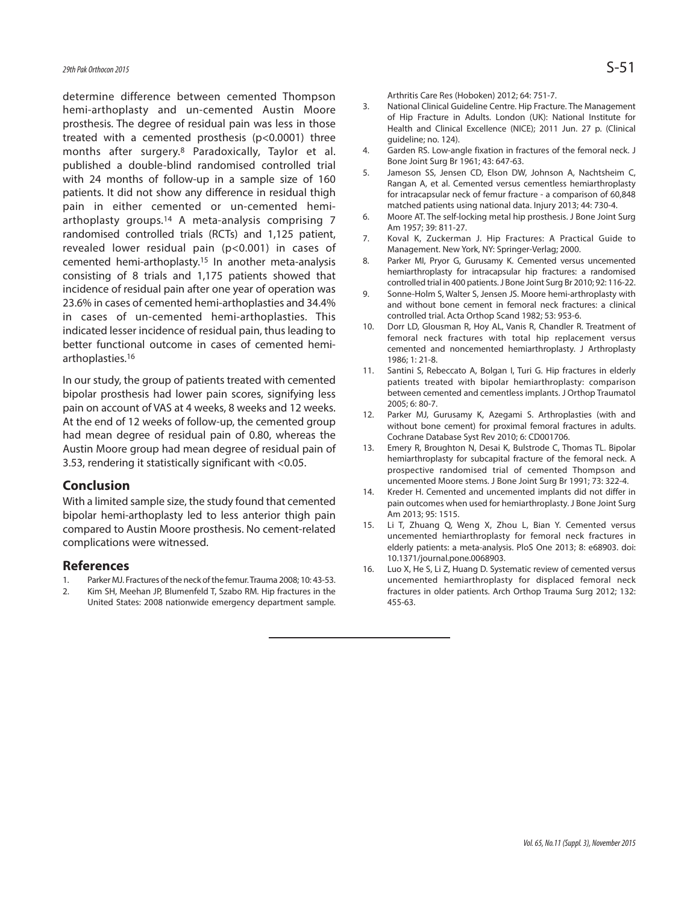determine difference between cemented Thompson hemi-arthoplasty and un-cemented Austin Moore prosthesis. The degree of residual pain was less in those treated with a cemented prosthesis ($p<0.0001$) three months after surgery.[8] Paradoxically, Taylor et al. published a double-blind randomised controlled trial with 24 months of follow-up in a sample size of 160 patients. It did not show any difference in residual thigh pain in either cemented or un-cemented hemi-arthoplasty groups.[14] A meta-analysis comprising 7 randomised controlled trials (RCTs) and 1,125 patient, revealed lower residual pain ($p<0.001$) in cases of cemented hemi-arthoplasty.[15] In another meta-analysis consisting of 8 trials and 1,175 patients showed that incidence of residual pain after one year of operation was 23.6% in cases of cemented hemi-arthoplasties and 34.4% in cases of un-cemented hemi-arthoplasties. This indicated lesser incidence of residual pain, thus leading to better functional outcome in cases of cemented hemi-arthoplasties.[16]

In our study, the group of patients treated with cemented bipolar prosthesis had lower pain scores, signifying less pain on account of VAS at 4 weeks, 8 weeks and 12 weeks. At the end of 12 weeks of follow-up, the cemented group had mean degree of residual pain of 0.80, whereas the Austin Moore group had mean degree of residual pain of 3.53, rendering it statistically significant with <0.05.

## Conclusion

With a limited sample size, the study found that cemented bipolar hemi-arthoplasty led to less anterior thigh pain compared to Austin Moore prosthesis. No cement-related complications were witnessed.

## References

1. Parker MJ. Fractures of the neck of the femur. Trauma 2008; 10: 43-53.
2. Kim SH, Meehan JP, Blumenfeld T, Szabo RM. Hip fractures in the United States: 2008 nationwide emergency department sample. Arthritis Care Res (Hoboken) 2012; 64: 751-7.
3. National Clinical Guideline Centre. Hip Fracture. The Management of Hip Fracture in Adults. London (UK): National Institute for Health and Clinical Excellence (NICE); 2011 Jun. 27 p. (Clinical guideline; no. 124).
4. Garden RS. Low-angle fixation in fractures of the femoral neck. J Bone Joint Surg Br 1961; 43: 647-63.
5. Jameson SS, Jensen CD, Elson DW, Johnson A, Nachtsheim C, Rangan A, et al. Cemented versus cementless hemiarthroplasty for intracapsular neck of femur fracture - a comparison of 60,848 matched patients using national data. Injury 2013; 44: 730-4.
6. Moore AT. The self-locking metal hip prosthesis. J Bone Joint Surg Am 1957; 39: 811-27.
7. Koval K, Zuckerman J. Hip Fractures: A Practical Guide to Management. New York, NY: Springer-Verlag; 2000.
8. Parker MI, Pryor G, Gurusamy K. Cemented versus uncemented hemiarthroplasty for intracapsular hip fractures: a randomised controlled trial in 400 patients. J Bone Joint Surg Br 2010; 92: 116-22.
9. Sonne-Holm S, Walter S, Jensen JS. Moore hemi-arthroplasty with and without bone cement in femoral neck fractures: a clinical controlled trial. Acta Orthop Scand 1982; 53: 953-6.
10. Dorr LD, Glousman R, Hoy AL, Vanis R, Chandler R. Treatment of femoral neck fractures with total hip replacement versus cemented and noncemented hemiarthroplasty. J Arthroplasty 1986; 1: 21-8.
11. Santini S, Rebeccato A, Bolgan I, Turi G. Hip fractures in elderly patients treated with bipolar hemiarthroplasty: comparison between cemented and cementless implants. J Orthop Traumatol 2005; 6: 80-7.
12. Parker MJ, Gurusamy K, Azegami S. Arthroplasties (with and without bone cement) for proximal femoral fractures in adults. Cochrane Database Syst Rev 2010; 6: CD001706.
13. Emery R, Broughton N, Desai K, Bulstrode C, Thomas TL. Bipolar hemiarthroplasty for subcapital fracture of the femoral neck. A prospective randomised trial of cemented Thompson and uncemented Moore stems. J Bone Joint Surg Br 1991; 73: 322-4.
14. Kreder H. Cemented and uncemented implants did not differ in pain outcomes when used for hemiarthroplasty. J Bone Joint Surg Am 2013; 95: 1515.
15. Li T, Zhuang Q, Weng X, Zhou L, Bian Y. Cemented versus uncemented hemiarthroplasty for femoral neck fractures in elderly patients: a meta-analysis. PloS One 2013; 8: e68903. doi: 10.1371/journal.pone.0068903.
16. Luo X, He S, Li Z, Huang D. Systematic review of cemented versus uncemented hemiarthroplasty for displaced femoral neck fractures in older patients. Arch Orthop Trauma Surg 2012; 132: 455-63.